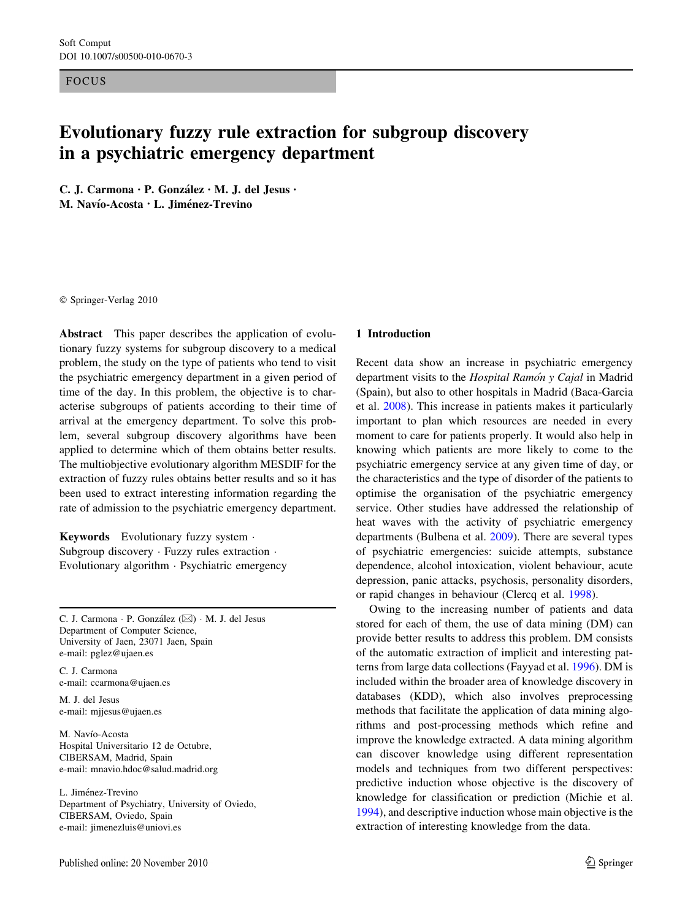FOCUS

# Evolutionary fuzzy rule extraction for subgroup discovery in a psychiatric emergency department

**C. J. Carmona · P. González · M. J. del Jesus · M. Navío-Acosta · L. Jiménez-Trevino**

© Springer-Verlag 2010

**Abstract** This paper describes the application of evolutionary fuzzy systems for subgroup discovery to a medical problem, the study on the type of patients who tend to visit the psychiatric emergency department in a given period of time of the day. In this problem, the objective is to characterise subgroups of patients according to their time of arrival at the emergency department. To solve this problem, several subgroup discovery algorithms have been applied to determine which of them obtains better results. The multiobjective evolutionary algorithm MESDIF for the extraction of fuzzy rules obtains better results and so it has been used to extract interesting information regarding the rate of admission to the psychiatric emergency department.

**Keywords** Evolutionary fuzzy system · Subgroup discovery · Fuzzy rules extraction · Evolutionary algorithm · Psychiatric emergency

C. J. Carmona · P. González (✉) · M. J. del Jesus
Department of Computer Science, University of Jaen, 23071 Jaen, Spain
e-mail: pglez@ujaen.es

C. J. Carmona
e-mail: ccarmona@ujaen.es

M. J. del Jesus
e-mail: mjjesus@ujaen.es

M. Navío-Acosta
Hospital Universitario 12 de Octubre, CIBERSAM, Madrid, Spain
e-mail: mnavio.hdoc@salud.madrid.org

L. Jiménez-Trevino
Department of Psychiatry, University of Oviedo, CIBERSAM, Oviedo, Spain
e-mail: jimenezluis@uniovi.es

Published online: 20 November 2010

## 1 Introduction

Recent data show an increase in psychiatric emergency department visits to the *Hospital Ramón y Cajal* in Madrid (Spain), but also to other hospitals in Madrid (Baca-Garcia et al. 2008). This increase in patients makes it particularly important to plan which resources are needed in every moment to care for patients properly. It would also help in knowing which patients are more likely to come to the psychiatric emergency service at any given time of day, or the characteristics and the type of disorder of the patients to optimise the organisation of the psychiatric emergency service. Other studies have addressed the relationship of heat waves with the activity of psychiatric emergency departments (Bulbena et al. 2009). There are several types of psychiatric emergencies: suicide attempts, substance dependence, alcohol intoxication, violent behaviour, acute depression, panic attacks, psychosis, personality disorders, or rapid changes in behaviour (Clercq et al. 1998).

Owing to the increasing number of patients and data stored for each of them, the use of data mining (DM) can provide better results to address this problem. DM consists of the automatic extraction of implicit and interesting patterns from large data collections (Fayyad et al. 1996). DM is included within the broader area of knowledge discovery in databases (KDD), which also involves preprocessing methods that facilitate the application of data mining algorithms and post-processing methods which refine and improve the knowledge extracted. A data mining algorithm can discover knowledge using different representation models and techniques from two different perspectives: predictive induction whose objective is the discovery of knowledge for classification or prediction (Michie et al. 1994), and descriptive induction whose main objective is the extraction of interesting knowledge from the data.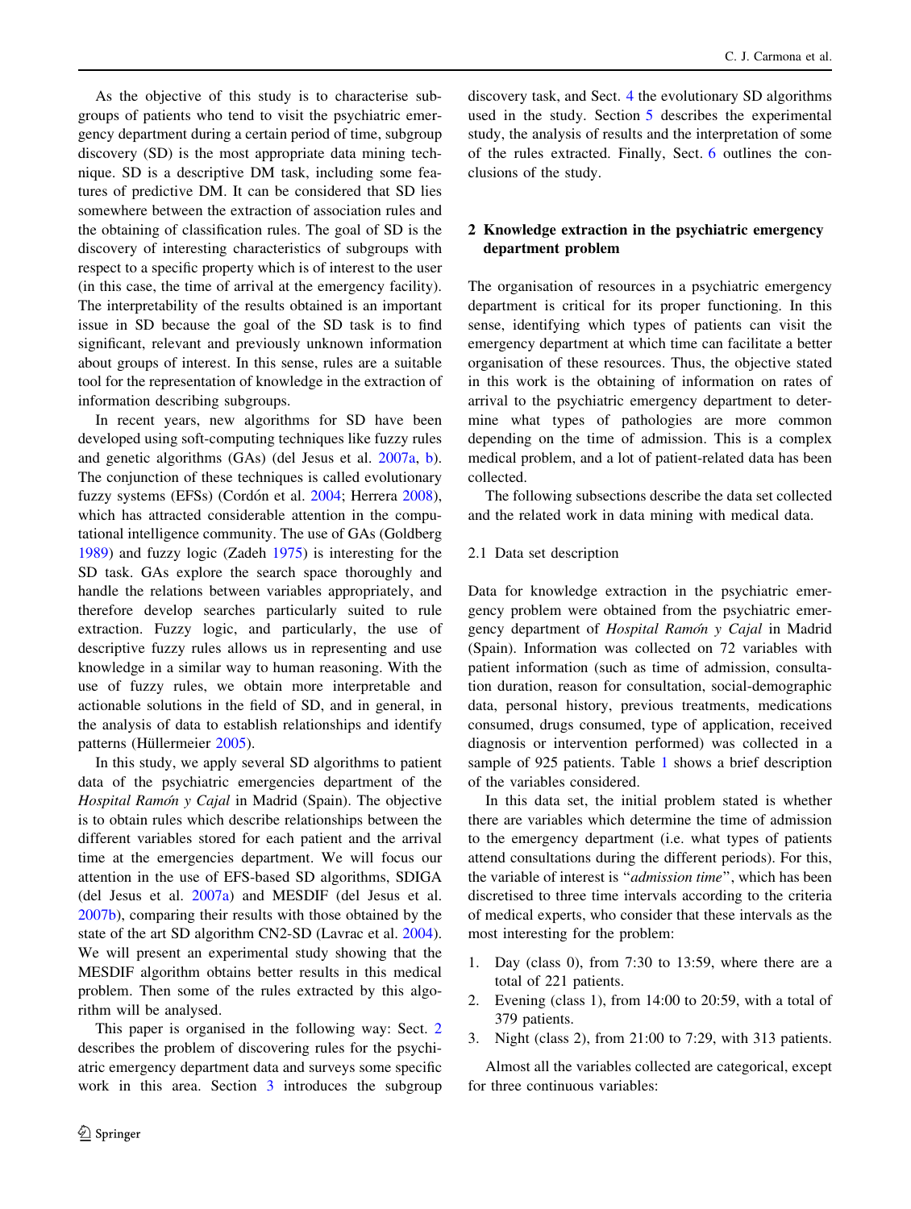As the objective of this study is to characterise subgroups of patients who tend to visit the psychiatric emergency department during a certain period of time, subgroup discovery (SD) is the most appropriate data mining technique. SD is a descriptive DM task, including some features of predictive DM. It can be considered that SD lies somewhere between the extraction of association rules and the obtaining of classification rules. The goal of SD is the discovery of interesting characteristics of subgroups with respect to a specific property which is of interest to the user (in this case, the time of arrival at the emergency facility). The interpretability of the results obtained is an important issue in SD because the goal of the SD task is to find significant, relevant and previously unknown information about groups of interest. In this sense, rules are a suitable tool for the representation of knowledge in the extraction of information describing subgroups.

In recent years, new algorithms for SD have been developed using soft-computing techniques like fuzzy rules and genetic algorithms (GAs) (del Jesus et al. 2007a, b). The conjunction of these techniques is called evolutionary fuzzy systems (EFSs) (Cordón et al. 2004; Herrera 2008), which has attracted considerable attention in the computational intelligence community. The use of GAs (Goldberg 1989) and fuzzy logic (Zadeh 1975) is interesting for the SD task. GAs explore the search space thoroughly and handle the relations between variables appropriately, and therefore develop searches particularly suited to rule extraction. Fuzzy logic, and particularly, the use of descriptive fuzzy rules allows us in representing and use knowledge in a similar way to human reasoning. With the use of fuzzy rules, we obtain more interpretable and actionable solutions in the field of SD, and in general, in the analysis of data to establish relationships and identify patterns (Hüllermeier 2005).

In this study, we apply several SD algorithms to patient data of the psychiatric emergencies department of the *Hospital Ramón y Cajal* in Madrid (Spain). The objective is to obtain rules which describe relationships between the different variables stored for each patient and the arrival time at the emergencies department. We will focus our attention in the use of EFS-based SD algorithms, SDIGA (del Jesus et al. 2007a) and MESDIF (del Jesus et al. 2007b), comparing their results with those obtained by the state of the art SD algorithm CN2-SD (Lavrac et al. 2004). We will present an experimental study showing that the MESDIF algorithm obtains better results in this medical problem. Then some of the rules extracted by this algorithm will be analysed.

This paper is organised in the following way: Sect. 2 describes the problem of discovering rules for the psychiatric emergency department data and surveys some specific work in this area. Section 3 introduces the subgroup discovery task, and Sect. 4 the evolutionary SD algorithms used in the study. Section 5 describes the experimental study, the analysis of results and the interpretation of some of the rules extracted. Finally, Sect. 6 outlines the conclusions of the study.

## 2 Knowledge extraction in the psychiatric emergency department problem

The organisation of resources in a psychiatric emergency department is critical for its proper functioning. In this sense, identifying which types of patients can visit the emergency department at which time can facilitate a better organisation of these resources. Thus, the objective stated in this work is the obtaining of information on rates of arrival to the psychiatric emergency department to determine what types of pathologies are more common depending on the time of admission. This is a complex medical problem, and a lot of patient-related data has been collected.

The following subsections describe the data set collected and the related work in data mining with medical data.

### 2.1 Data set description

Data for knowledge extraction in the psychiatric emergency problem were obtained from the psychiatric emergency department of *Hospital Ramón y Cajal* in Madrid (Spain). Information was collected on 72 variables with patient information (such as time of admission, consultation duration, reason for consultation, social-demographic data, personal history, previous treatments, medications consumed, drugs consumed, type of application, received diagnosis or intervention performed) was collected in a sample of 925 patients. Table 1 shows a brief description of the variables considered.

In this data set, the initial problem stated is whether there are variables which determine the time of admission to the emergency department (i.e. what types of patients attend consultations during the different periods). For this, the variable of interest is "*admission time*", which has been discretised to three time intervals according to the criteria of medical experts, who consider that these intervals as the most interesting for the problem:

1. Day (class 0), from 7:30 to 13:59, where there are a total of 221 patients.
2. Evening (class 1), from 14:00 to 20:59, with a total of 379 patients.
3. Night (class 2), from 21:00 to 7:29, with 313 patients.

Almost all the variables collected are categorical, except for three continuous variables: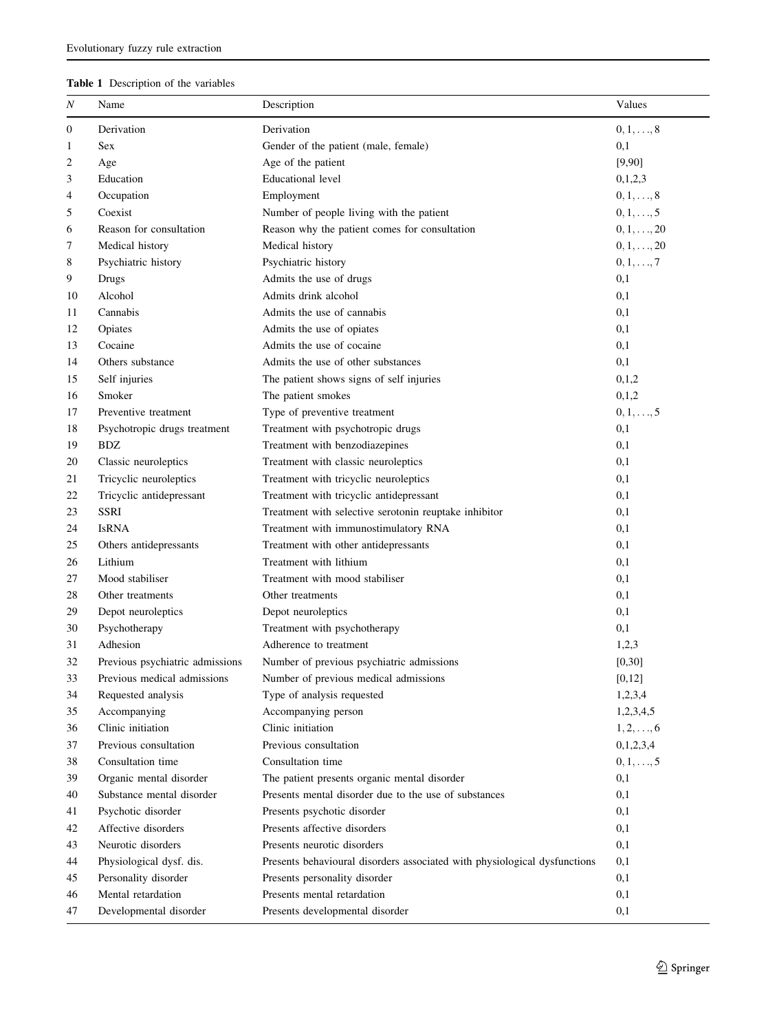**Table 1** Description of the variables

| *N* | Name | Description | Values |
|---|---|---|---|
| 0 | Derivation | Derivation | $0, 1, \ldots, 8$ |
| 1 | Sex | Gender of the patient (male, female) | 0,1 |
| 2 | Age | Age of the patient | [9,90] |
| 3 | Education | Educational level | 0,1,2,3 |
| 4 | Occupation | Employment | $0, 1, \ldots, 8$ |
| 5 | Coexist | Number of people living with the patient | $0, 1, \ldots, 5$ |
| 6 | Reason for consultation | Reason why the patient comes for consultation | $0, 1, \ldots, 20$ |
| 7 | Medical history | Medical history | $0, 1, \ldots, 20$ |
| 8 | Psychiatric history | Psychiatric history | $0, 1, \ldots, 7$ |
| 9 | Drugs | Admits the use of drugs | 0,1 |
| 10 | Alcohol | Admits drink alcohol | 0,1 |
| 11 | Cannabis | Admits the use of cannabis | 0,1 |
| 12 | Opiates | Admits the use of opiates | 0,1 |
| 13 | Cocaine | Admits the use of cocaine | 0,1 |
| 14 | Others substance | Admits the use of other substances | 0,1 |
| 15 | Self injuries | The patient shows signs of self injuries | 0,1,2 |
| 16 | Smoker | The patient smokes | 0,1,2 |
| 17 | Preventive treatment | Type of preventive treatment | $0, 1, \ldots, 5$ |
| 18 | Psychotropic drugs treatment | Treatment with psychotropic drugs | 0,1 |
| 19 | BDZ | Treatment with benzodiazepines | 0,1 |
| 20 | Classic neuroleptics | Treatment with classic neuroleptics | 0,1 |
| 21 | Tricyclic neuroleptics | Treatment with tricyclic neuroleptics | 0,1 |
| 22 | Tricyclic antidepressant | Treatment with tricyclic antidepressant | 0,1 |
| 23 | SSRI | Treatment with selective serotonin reuptake inhibitor | 0,1 |
| 24 | IsRNA | Treatment with immunostimulatory RNA | 0,1 |
| 25 | Others antidepressants | Treatment with other antidepressants | 0,1 |
| 26 | Lithium | Treatment with lithium | 0,1 |
| 27 | Mood stabiliser | Treatment with mood stabiliser | 0,1 |
| 28 | Other treatments | Other treatments | 0,1 |
| 29 | Depot neuroleptics | Depot neuroleptics | 0,1 |
| 30 | Psychotherapy | Treatment with psychotherapy | 0,1 |
| 31 | Adhesion | Adherence to treatment | 1,2,3 |
| 32 | Previous psychiatric admissions | Number of previous psychiatric admissions | [0,30] |
| 33 | Previous medical admissions | Number of previous medical admissions | [0,12] |
| 34 | Requested analysis | Type of analysis requested | 1,2,3,4 |
| 35 | Accompanying | Accompanying person | 1,2,3,4,5 |
| 36 | Clinic initiation | Clinic initiation | $1, 2, \ldots, 6$ |
| 37 | Previous consultation | Previous consultation | 0,1,2,3,4 |
| 38 | Consultation time | Consultation time | $0, 1, \ldots, 5$ |
| 39 | Organic mental disorder | The patient presents organic mental disorder | 0,1 |
| 40 | Substance mental disorder | Presents mental disorder due to the use of substances | 0,1 |
| 41 | Psychotic disorder | Presents psychotic disorder | 0,1 |
| 42 | Affective disorders | Presents affective disorders | 0,1 |
| 43 | Neurotic disorders | Presents neurotic disorders | 0,1 |
| 44 | Physiological dysf. dis. | Presents behavioural disorders associated with physiological dysfunctions | 0,1 |
| 45 | Personality disorder | Presents personality disorder | 0,1 |
| 46 | Mental retardation | Presents mental retardation | 0,1 |
| 47 | Developmental disorder | Presents developmental disorder | 0,1 |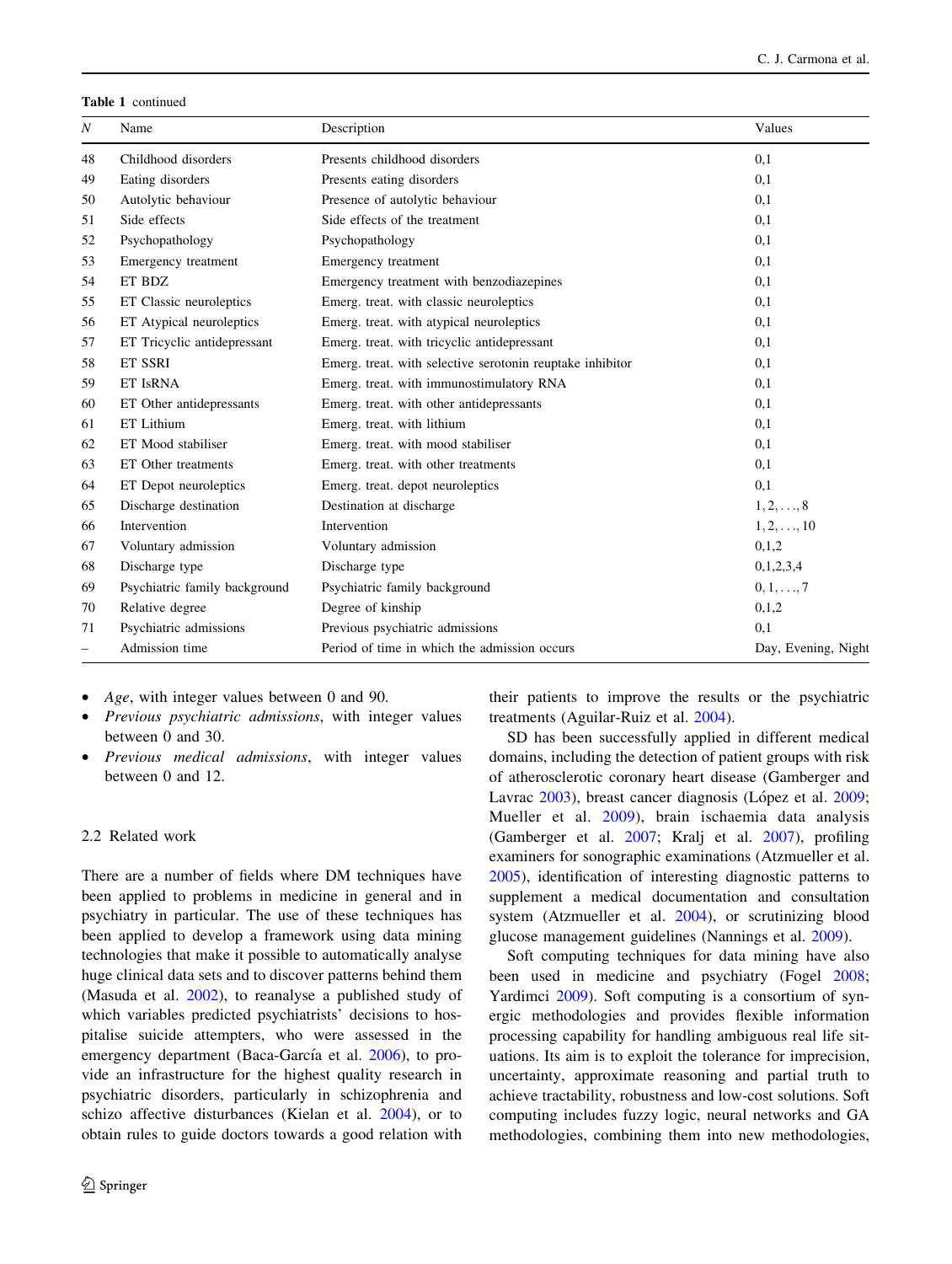**Table 1** continued

| N | Name | Description | Values |
|---|---|---|---|
| 48 | Childhood disorders | Presents childhood disorders | 0,1 |
| 49 | Eating disorders | Presents eating disorders | 0,1 |
| 50 | Autolytic behaviour | Presence of autolytic behaviour | 0,1 |
| 51 | Side effects | Side effects of the treatment | 0,1 |
| 52 | Psychopathology | Psychopathology | 0,1 |
| 53 | Emergency treatment | Emergency treatment | 0,1 |
| 54 | ET BDZ | Emergency treatment with benzodiazepines | 0,1 |
| 55 | ET Classic neuroleptics | Emerg. treat. with classic neuroleptics | 0,1 |
| 56 | ET Atypical neuroleptics | Emerg. treat. with atypical neuroleptics | 0,1 |
| 57 | ET Tricyclic antidepressant | Emerg. treat. with tricyclic antidepressant | 0,1 |
| 58 | ET SSRI | Emerg. treat. with selective serotonin reuptake inhibitor | 0,1 |
| 59 | ET IsRNA | Emerg. treat. with immunostimulatory RNA | 0,1 |
| 60 | ET Other antidepressants | Emerg. treat. with other antidepressants | 0,1 |
| 61 | ET Lithium | Emerg. treat. with lithium | 0,1 |
| 62 | ET Mood stabiliser | Emerg. treat. with mood stabiliser | 0,1 |
| 63 | ET Other treatments | Emerg. treat. with other treatments | 0,1 |
| 64 | ET Depot neuroleptics | Emerg. treat. depot neuroleptics | 0,1 |
| 65 | Discharge destination | Destination at discharge | $1, 2, \ldots, 8$ |
| 66 | Intervention | Intervention | $1, 2, \ldots, 10$ |
| 67 | Voluntary admission | Voluntary admission | 0,1,2 |
| 68 | Discharge type | Discharge type | 0,1,2,3,4 |
| 69 | Psychiatric family background | Psychiatric family background | $0, 1, \ldots, 7$ |
| 70 | Relative degree | Degree of kinship | 0,1,2 |
| 71 | Psychiatric admissions | Previous psychiatric admissions | 0,1 |
| – | Admission time | Period of time in which the admission occurs | Day, Evening, Night |

- *Age*, with integer values between 0 and 90.
- *Previous psychiatric admissions*, with integer values between 0 and 30.
- *Previous medical admissions*, with integer values between 0 and 12.

### 2.2 Related work

There are a number of fields where DM techniques have been applied to problems in medicine in general and in psychiatry in particular. The use of these techniques has been applied to develop a framework using data mining technologies that make it possible to automatically analyse huge clinical data sets and to discover patterns behind them (Masuda et al. 2002), to reanalyse a published study of which variables predicted psychiatrists' decisions to hospitalise suicide attempters, who were assessed in the emergency department (Baca-García et al. 2006), to provide an infrastructure for the highest quality research in psychiatric disorders, particularly in schizophrenia and schizo affective disturbances (Kielan et al. 2004), or to obtain rules to guide doctors towards a good relation with their patients to improve the results or the psychiatric treatments (Aguilar-Ruiz et al. 2004).

SD has been successfully applied in different medical domains, including the detection of patient groups with risk of atherosclerotic coronary heart disease (Gamberger and Lavrac 2003), breast cancer diagnosis (López et al. 2009; Mueller et al. 2009), brain ischaemia data analysis (Gamberger et al. 2007; Kralj et al. 2007), profiling examiners for sonographic examinations (Atzmueller et al. 2005), identification of interesting diagnostic patterns to supplement a medical documentation and consultation system (Atzmueller et al. 2004), or scrutinizing blood glucose management guidelines (Nannings et al. 2009).

Soft computing techniques for data mining have also been used in medicine and psychiatry (Fogel 2008; Yardimci 2009). Soft computing is a consortium of synergic methodologies and provides flexible information processing capability for handling ambiguous real life situations. Its aim is to exploit the tolerance for imprecision, uncertainty, approximate reasoning and partial truth to achieve tractability, robustness and low-cost solutions. Soft computing includes fuzzy logic, neural networks and GA methodologies, combining them into new methodologies,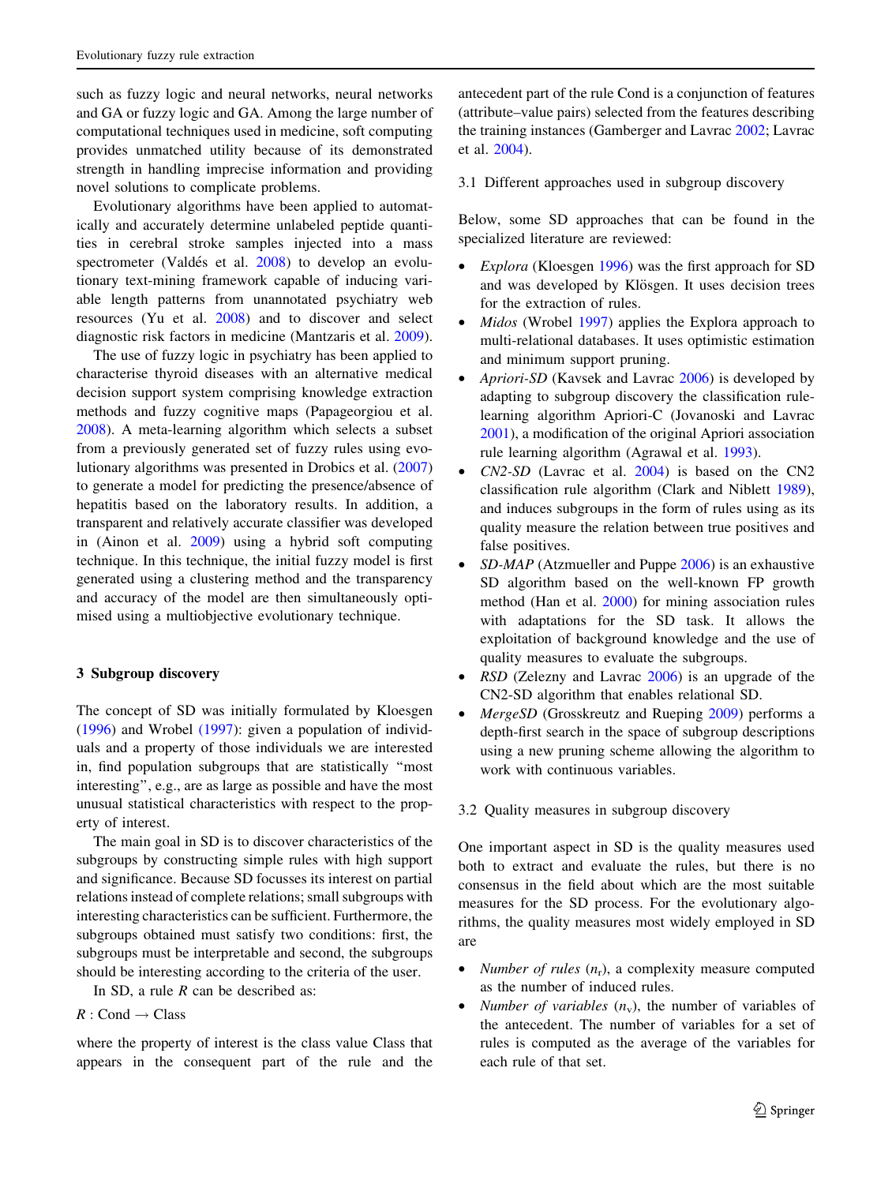such as fuzzy logic and neural networks, neural networks and GA or fuzzy logic and GA. Among the large number of computational techniques used in medicine, soft computing provides unmatched utility because of its demonstrated strength in handling imprecise information and providing novel solutions to complicate problems.

Evolutionary algorithms have been applied to automatically and accurately determine unlabeled peptide quantities in cerebral stroke samples injected into a mass spectrometer (Valdés et al. 2008) to develop an evolutionary text-mining framework capable of inducing variable length patterns from unannotated psychiatry web resources (Yu et al. 2008) and to discover and select diagnostic risk factors in medicine (Mantzaris et al. 2009).

The use of fuzzy logic in psychiatry has been applied to characterise thyroid diseases with an alternative medical decision support system comprising knowledge extraction methods and fuzzy cognitive maps (Papageorgiou et al. 2008). A meta-learning algorithm which selects a subset from a previously generated set of fuzzy rules using evolutionary algorithms was presented in Drobics et al. (2007) to generate a model for predicting the presence/absence of hepatitis based on the laboratory results. In addition, a transparent and relatively accurate classifier was developed in (Ainon et al. 2009) using a hybrid soft computing technique. In this technique, the initial fuzzy model is first generated using a clustering method and the transparency and accuracy of the model are then simultaneously optimised using a multiobjective evolutionary technique.

## 3 Subgroup discovery

The concept of SD was initially formulated by Kloesgen (1996) and Wrobel (1997): given a population of individuals and a property of those individuals we are interested in, find population subgroups that are statistically "most interesting", e.g., are as large as possible and have the most unusual statistical characteristics with respect to the property of interest.

The main goal in SD is to discover characteristics of the subgroups by constructing simple rules with high support and significance. Because SD focusses its interest on partial relations instead of complete relations; small subgroups with interesting characteristics can be sufficient. Furthermore, the subgroups obtained must satisfy two conditions: first, the subgroups must be interpretable and second, the subgroups should be interesting according to the criteria of the user.

In SD, a rule $R$ can be described as:

$R$ : Cond $\rightarrow$ Class

where the property of interest is the class value Class that appears in the consequent part of the rule and the antecedent part of the rule Cond is a conjunction of features (attribute–value pairs) selected from the features describing the training instances (Gamberger and Lavrac 2002; Lavrac et al. 2004).

### 3.1 Different approaches used in subgroup discovery

Below, some SD approaches that can be found in the specialized literature are reviewed:

- *Explora* (Kloesgen 1996) was the first approach for SD and was developed by Klösgen. It uses decision trees for the extraction of rules.
- *Midos* (Wrobel 1997) applies the Explora approach to multi-relational databases. It uses optimistic estimation and minimum support pruning.
- *Apriori-SD* (Kavsek and Lavrac 2006) is developed by adapting to subgroup discovery the classification rule-learning algorithm Apriori-C (Jovanoski and Lavrac 2001), a modification of the original Apriori association rule learning algorithm (Agrawal et al. 1993).
- *CN2-SD* (Lavrac et al. 2004) is based on the CN2 classification rule algorithm (Clark and Niblett 1989), and induces subgroups in the form of rules using as its quality measure the relation between true positives and false positives.
- *SD-MAP* (Atzmueller and Puppe 2006) is an exhaustive SD algorithm based on the well-known FP growth method (Han et al. 2000) for mining association rules with adaptations for the SD task. It allows the exploitation of background knowledge and the use of quality measures to evaluate the subgroups.
- *RSD* (Zelezny and Lavrac 2006) is an upgrade of the CN2-SD algorithm that enables relational SD.
- *MergeSD* (Grosskreutz and Rueping 2009) performs a depth-first search in the space of subgroup descriptions using a new pruning scheme allowing the algorithm to work with continuous variables.

### 3.2 Quality measures in subgroup discovery

One important aspect in SD is the quality measures used both to extract and evaluate the rules, but there is no consensus in the field about which are the most suitable measures for the SD process. For the evolutionary algorithms, the quality measures most widely employed in SD are

- *Number of rules* ($n_r$), a complexity measure computed as the number of induced rules.
- *Number of variables* ($n_v$), the number of variables of the antecedent. The number of variables for a set of rules is computed as the average of the variables for each rule of that set.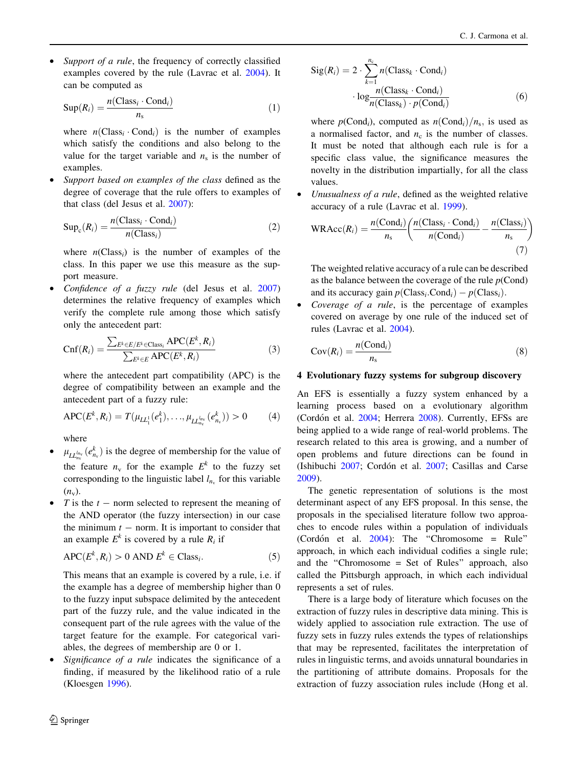- *Support of a rule*, the frequency of correctly classified examples covered by the rule (Lavrac et al. 2004). It can be computed as

$$\mathrm{Sup}(R_i) = \frac{n(\mathrm{Class}_i \cdot \mathrm{Cond}_i)}{n_s} \tag{1}$$

where $n(\mathrm{Class}_i \cdot \mathrm{Cond}_i)$ is the number of examples which satisfy the conditions and also belong to the value for the target variable and $n_s$ is the number of examples.

- *Support based on examples of the class* defined as the degree of coverage that the rule offers to examples of that class (del Jesus et al. 2007):

$$\mathrm{Sup}_c(R_i) = \frac{n(\mathrm{Class}_i \cdot \mathrm{Cond}_i)}{n(\mathrm{Class}_i)} \tag{2}$$

where $n(\mathrm{Class}_i)$ is the number of examples of the class. In this paper we use this measure as the support measure.

- *Confidence of a fuzzy rule* (del Jesus et al. 2007) determines the relative frequency of examples which verify the complete rule among those which satisfy only the antecedent part:

$$\mathrm{Cnf}(R_i) = \frac{\sum_{E^k \in E / E^k \in \mathrm{Class}_i} \mathrm{APC}(E^k, R_i)}{\sum_{E^k \in E} \mathrm{APC}(E^k, R_i)} \tag{3}$$

where the antecedent part compatibility (APC) is the degree of compatibility between an example and the antecedent part of a fuzzy rule:

$$\mathrm{APC}(E^k, R_i) = T(\mu_{LL_1^1}(e_1^k), \ldots, \mu_{LL_{n_v}^{l_{n_v}}}(e_{n_v}^k)) > 0 \tag{4}$$

where

- $\mu_{LL_{n_v}^{l_{n_v}}}(e_{n_v}^k)$ is the degree of membership for the value of the feature $n_v$ for the example $E^k$ to the fuzzy set corresponding to the linguistic label $l_{n_v}$ for this variable ($n_v$).
- $T$ is the $t-$ norm selected to represent the meaning of the AND operator (the fuzzy intersection) in our case the minimum $t-$ norm. It is important to consider that an example $E^k$ is covered by a rule $R_i$ if

$$\mathrm{APC}(E^k, R_i) > 0 \text{ AND } E^k \in \mathrm{Class}_i. \tag{5}$$

This means that an example is covered by a rule, i.e. if the example has a degree of membership higher than 0 to the fuzzy input subspace delimited by the antecedent part of the fuzzy rule, and the value indicated in the consequent part of the rule agrees with the value of the target feature for the example. For categorical variables, the degrees of membership are 0 or 1.

- *Significance of a rule* indicates the significance of a finding, if measured by the likelihood ratio of a rule (Kloesgen 1996).

$$\mathrm{Sig}(R_i) = 2 \cdot \sum_{k=1}^{n_c} n(\mathrm{Class}_k \cdot \mathrm{Cond}_i) \cdot \log \frac{n(\mathrm{Class}_k \cdot \mathrm{Cond}_i)}{n(\mathrm{Class}_k) \cdot p(\mathrm{Cond}_i)} \tag{6}$$

where $p(\mathrm{Cond}_i)$, computed as $n(\mathrm{Cond}_i)/n_s$, is used as a normalised factor, and $n_c$ is the number of classes. It must be noted that although each rule is for a specific class value, the significance measures the novelty in the distribution impartially, for all the class values.

- *Unusualness of a rule*, defined as the weighted relative accuracy of a rule (Lavrac et al. 1999).

$$\mathrm{WRAcc}(R_i) = \frac{n(\mathrm{Cond}_i)}{n_s}\left(\frac{n(\mathrm{Class}_i \cdot \mathrm{Cond}_i)}{n(\mathrm{Cond}_i)} - \frac{n(\mathrm{Class}_i)}{n_s}\right) \tag{7}$$

The weighted relative accuracy of a rule can be described as the balance between the coverage of the rule $p(\mathrm{Cond})$ and its accuracy gain $p(\mathrm{Class}_i.\mathrm{Cond}_i) - p(\mathrm{Class}_i)$.

- *Coverage of a rule*, is the percentage of examples covered on average by one rule of the induced set of rules (Lavrac et al. 2004).

$$\mathrm{Cov}(R_i) = \frac{n(\mathrm{Cond}_i)}{n_s} \tag{8}$$

## 4 Evolutionary fuzzy systems for subgroup discovery

An EFS is essentially a fuzzy system enhanced by a learning process based on a evolutionary algorithm (Cordón et al. 2004; Herrera 2008). Currently, EFSs are being applied to a wide range of real-world problems. The research related to this area is growing, and a number of open problems and future directions can be found in (Ishibuchi 2007; Cordón et al. 2007; Casillas and Carse 2009).

The genetic representation of solutions is the most determinant aspect of any EFS proposal. In this sense, the proposals in the specialised literature follow two approaches to encode rules within a population of individuals (Cordón et al. 2004): The "Chromosome = Rule" approach, in which each individual codifies a single rule; and the "Chromosome = Set of Rules" approach, also called the Pittsburgh approach, in which each individual represents a set of rules.

There is a large body of literature which focuses on the extraction of fuzzy rules in descriptive data mining. This is widely applied to association rule extraction. The use of fuzzy sets in fuzzy rules extends the types of relationships that may be represented, facilitates the interpretation of rules in linguistic terms, and avoids unnatural boundaries in the partitioning of attribute domains. Proposals for the extraction of fuzzy association rules include (Hong et al.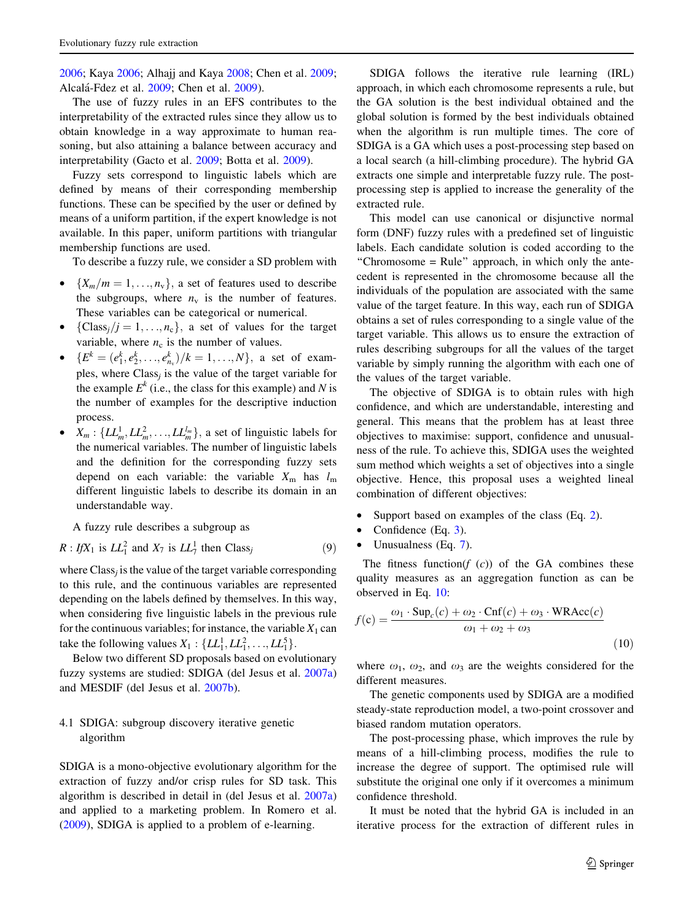2006; Kaya 2006; Alhajj and Kaya 2008; Chen et al. 2009; Alcalá-Fdez et al. 2009; Chen et al. 2009).

The use of fuzzy rules in an EFS contributes to the interpretability of the extracted rules since they allow us to obtain knowledge in a way approximate to human reasoning, but also attaining a balance between accuracy and interpretability (Gacto et al. 2009; Botta et al. 2009).

Fuzzy sets correspond to linguistic labels which are defined by means of their corresponding membership functions. These can be specified by the user or defined by means of a uniform partition, if the expert knowledge is not available. In this paper, uniform partitions with triangular membership functions are used.

To describe a fuzzy rule, we consider a SD problem with

- $\{X_m/m = 1, \ldots, n_v\}$, a set of features used to describe the subgroups, where $n_v$ is the number of features. These variables can be categorical or numerical.
- $\{\text{Class}_j/j = 1, \ldots, n_c\}$, a set of values for the target variable, where $n_c$ is the number of values.
- $\{E^k = (e_1^k, e_2^k, \ldots, e_{n_v}^k)/k = 1, \ldots, N\}$, a set of examples, where $\text{Class}_j$ is the value of the target variable for the example $E^k$ (i.e., the class for this example) and $N$ is the number of examples for the descriptive induction process.
- $X_m : \{LL_m^1, LL_m^2, \ldots, LL_m^{l_m}\}$, a set of linguistic labels for the numerical variables. The number of linguistic labels and the definition for the corresponding fuzzy sets depend on each variable: the variable $X_m$ has $l_m$ different linguistic labels to describe its domain in an understandable way.

A fuzzy rule describes a subgroup as

$$R : \textit{If} X_1 \text{ is } LL_1^2 \text{ and } X_7 \text{ is } LL_7^1 \text{ then Class}_j \tag{9}$$

where $\text{Class}_j$ is the value of the target variable corresponding to this rule, and the continuous variables are represented depending on the labels defined by themselves. In this way, when considering five linguistic labels in the previous rule for the continuous variables; for instance, the variable $X_1$ can take the following values $X_1 : \{LL_1^1, LL_1^2, \ldots, LL_1^5\}$.

Below two different SD proposals based on evolutionary fuzzy systems are studied: SDIGA (del Jesus et al. 2007a) and MESDIF (del Jesus et al. 2007b).

### 4.1 SDIGA: subgroup discovery iterative genetic algorithm

SDIGA is a mono-objective evolutionary algorithm for the extraction of fuzzy and/or crisp rules for SD task. This algorithm is described in detail in (del Jesus et al. 2007a) and applied to a marketing problem. In Romero et al. (2009), SDIGA is applied to a problem of e-learning.

SDIGA follows the iterative rule learning (IRL) approach, in which each chromosome represents a rule, but the GA solution is the best individual obtained and the global solution is formed by the best individuals obtained when the algorithm is run multiple times. The core of SDIGA is a GA which uses a post-processing step based on a local search (a hill-climbing procedure). The hybrid GA extracts one simple and interpretable fuzzy rule. The post-processing step is applied to increase the generality of the extracted rule.

This model can use canonical or disjunctive normal form (DNF) fuzzy rules with a predefined set of linguistic labels. Each candidate solution is coded according to the "Chromosome = Rule" approach, in which only the antecedent is represented in the chromosome because all the individuals of the population are associated with the same value of the target feature. In this way, each run of SDIGA obtains a set of rules corresponding to a single value of the target variable. This allows us to ensure the extraction of rules describing subgroups for all the values of the target variable by simply running the algorithm with each one of the values of the target variable.

The objective of SDIGA is to obtain rules with high confidence, and which are understandable, interesting and general. This means that the problem has at least three objectives to maximise: support, confidence and unusualness of the rule. To achieve this, SDIGA uses the weighted sum method which weights a set of objectives into a single objective. Hence, this proposal uses a weighted lineal combination of different objectives:

- Support based on examples of the class (Eq. 2).
- Confidence (Eq. 3).
- Unusualness (Eq. 7).

The fitness function($f$ ($c$)) of the GA combines these quality measures as an aggregation function as can be observed in Eq. 10:

$$f(c) = \frac{\omega_1 \cdot \text{Sup}_c(c) + \omega_2 \cdot \text{Cnf}(c) + \omega_3 \cdot \text{WRAcc}(c)}{\omega_1 + \omega_2 + \omega_3} \tag{10}$$

where $\omega_1$, $\omega_2$, and $\omega_3$ are the weights considered for the different measures.

The genetic components used by SDIGA are a modified steady-state reproduction model, a two-point crossover and biased random mutation operators.

The post-processing phase, which improves the rule by means of a hill-climbing process, modifies the rule to increase the degree of support. The optimised rule will substitute the original one only if it overcomes a minimum confidence threshold.

It must be noted that the hybrid GA is included in an iterative process for the extraction of different rules in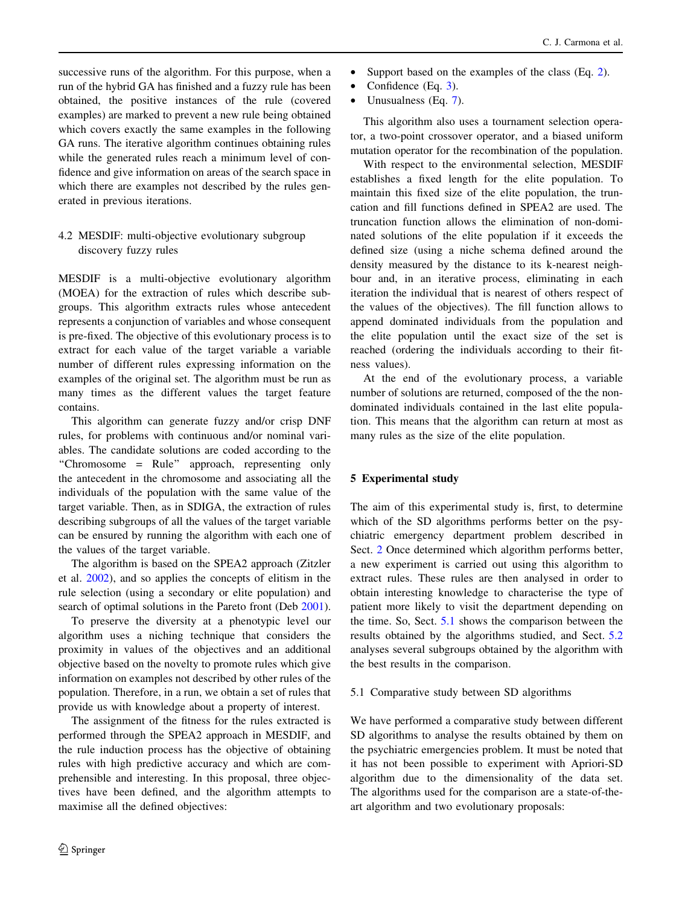successive runs of the algorithm. For this purpose, when a run of the hybrid GA has finished and a fuzzy rule has been obtained, the positive instances of the rule (covered examples) are marked to prevent a new rule being obtained which covers exactly the same examples in the following GA runs. The iterative algorithm continues obtaining rules while the generated rules reach a minimum level of confidence and give information on areas of the search space in which there are examples not described by the rules generated in previous iterations.

### 4.2 MESDIF: multi-objective evolutionary subgroup discovery fuzzy rules

MESDIF is a multi-objective evolutionary algorithm (MOEA) for the extraction of rules which describe subgroups. This algorithm extracts rules whose antecedent represents a conjunction of variables and whose consequent is pre-fixed. The objective of this evolutionary process is to extract for each value of the target variable a variable number of different rules expressing information on the examples of the original set. The algorithm must be run as many times as the different values the target feature contains.

This algorithm can generate fuzzy and/or crisp DNF rules, for problems with continuous and/or nominal variables. The candidate solutions are coded according to the "Chromosome = Rule" approach, representing only the antecedent in the chromosome and associating all the individuals of the population with the same value of the target variable. Then, as in SDIGA, the extraction of rules describing subgroups of all the values of the target variable can be ensured by running the algorithm with each one of the values of the target variable.

The algorithm is based on the SPEA2 approach (Zitzler et al. 2002), and so applies the concepts of elitism in the rule selection (using a secondary or elite population) and search of optimal solutions in the Pareto front (Deb 2001).

To preserve the diversity at a phenotypic level our algorithm uses a niching technique that considers the proximity in values of the objectives and an additional objective based on the novelty to promote rules which give information on examples not described by other rules of the population. Therefore, in a run, we obtain a set of rules that provide us with knowledge about a property of interest.

The assignment of the fitness for the rules extracted is performed through the SPEA2 approach in MESDIF, and the rule induction process has the objective of obtaining rules with high predictive accuracy and which are comprehensible and interesting. In this proposal, three objectives have been defined, and the algorithm attempts to maximise all the defined objectives:

- Support based on the examples of the class (Eq. 2).
- Confidence (Eq. 3).
- Unusualness (Eq. 7).

This algorithm also uses a tournament selection operator, a two-point crossover operator, and a biased uniform mutation operator for the recombination of the population.

With respect to the environmental selection, MESDIF establishes a fixed length for the elite population. To maintain this fixed size of the elite population, the truncation and fill functions defined in SPEA2 are used. The truncation function allows the elimination of non-dominated solutions of the elite population if it exceeds the defined size (using a niche schema defined around the density measured by the distance to its k-nearest neighbour and, in an iterative process, eliminating in each iteration the individual that is nearest of others respect of the values of the objectives). The fill function allows to append dominated individuals from the population and the elite population until the exact size of the set is reached (ordering the individuals according to their fitness values).

At the end of the evolutionary process, a variable number of solutions are returned, composed of the the non-dominated individuals contained in the last elite population. This means that the algorithm can return at most as many rules as the size of the elite population.

## 5 Experimental study

The aim of this experimental study is, first, to determine which of the SD algorithms performs better on the psychiatric emergency department problem described in Sect. 2 Once determined which algorithm performs better, a new experiment is carried out using this algorithm to extract rules. These rules are then analysed in order to obtain interesting knowledge to characterise the type of patient more likely to visit the department depending on the time. So, Sect. 5.1 shows the comparison between the results obtained by the algorithms studied, and Sect. 5.2 analyses several subgroups obtained by the algorithm with the best results in the comparison.

### 5.1 Comparative study between SD algorithms

We have performed a comparative study between different SD algorithms to analyse the results obtained by them on the psychiatric emergencies problem. It must be noted that it has not been possible to experiment with Apriori-SD algorithm due to the dimensionality of the data set. The algorithms used for the comparison are a state-of-the-art algorithm and two evolutionary proposals: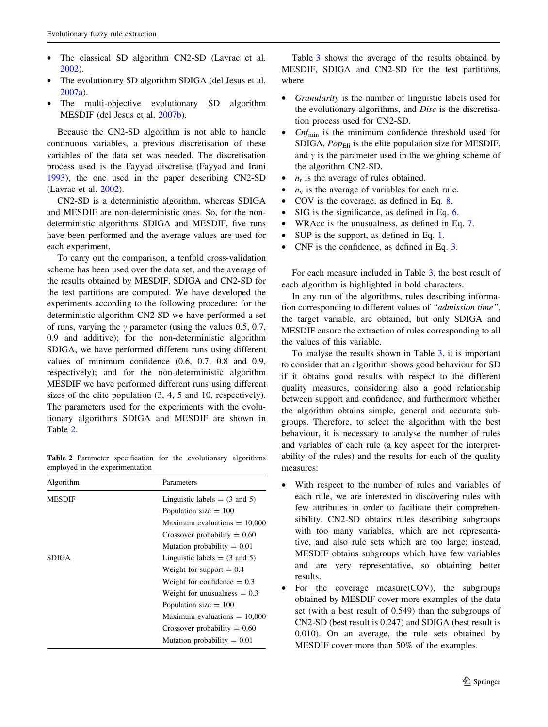- The classical SD algorithm CN2-SD (Lavrac et al. 2002).
- The evolutionary SD algorithm SDIGA (del Jesus et al. 2007a).
- The multi-objective evolutionary SD algorithm MESDIF (del Jesus et al. 2007b).

Because the CN2-SD algorithm is not able to handle continuous variables, a previous discretisation of these variables of the data set was needed. The discretisation process used is the Fayyad discretise (Fayyad and Irani 1993), the one used in the paper describing CN2-SD (Lavrac et al. 2002).

CN2-SD is a deterministic algorithm, whereas SDIGA and MESDIF are non-deterministic ones. So, for the non-deterministic algorithms SDIGA and MESDIF, five runs have been performed and the average values are used for each experiment.

To carry out the comparison, a tenfold cross-validation scheme has been used over the data set, and the average of the results obtained by MESDIF, SDIGA and CN2-SD for the test partitions are computed. We have developed the experiments according to the following procedure: for the deterministic algorithm CN2-SD we have performed a set of runs, varying the $\gamma$ parameter (using the values 0.5, 0.7, 0.9 and additive); for the non-deterministic algorithm SDIGA, we have performed different runs using different values of minimum confidence (0.6, 0.7, 0.8 and 0.9, respectively); and for the non-deterministic algorithm MESDIF we have performed different runs using different sizes of the elite population (3, 4, 5 and 10, respectively). The parameters used for the experiments with the evolutionary algorithms SDIGA and MESDIF are shown in Table 2.

**Table 2** Parameter specification for the evolutionary algorithms employed in the experimentation

| Algorithm | Parameters |
|---|---|
| MESDIF | Linguistic labels = (3 and 5) |
| | Population size = 100 |
| | Maximum evaluations = 10,000 |
| | Crossover probability = 0.60 |
| | Mutation probability = 0.01 |
| SDIGA | Linguistic labels = (3 and 5) |
| | Weight for support = 0.4 |
| | Weight for confidence = 0.3 |
| | Weight for unusualness = 0.3 |
| | Population size = 100 |
| | Maximum evaluations = 10,000 |
| | Crossover probability = 0.60 |
| | Mutation probability = 0.01 |

Table 3 shows the average of the results obtained by MESDIF, SDIGA and CN2-SD for the test partitions, where

- *Granularity* is the number of linguistic labels used for the evolutionary algorithms, and *Disc* is the discretisation process used for CN2-SD.
- $Cnf_{\min}$ is the minimum confidence threshold used for SDIGA, $Pop_{\text{Eli}}$ is the elite population size for MESDIF, and $\gamma$ is the parameter used in the weighting scheme of the algorithm CN2-SD.
- $n_r$ is the average of rules obtained.
- $n_v$ is the average of variables for each rule.
- COV is the coverage, as defined in Eq. 8.
- SIG is the significance, as defined in Eq. 6.
- WRAcc is the unusualness, as defined in Eq. 7.
- SUP is the support, as defined in Eq. 1.
- CNF is the confidence, as defined in Eq. 3.

For each measure included in Table 3, the best result of each algorithm is highlighted in bold characters.

In any run of the algorithms, rules describing information corresponding to different values of *"admission time"*, the target variable, are obtained, but only SDIGA and MESDIF ensure the extraction of rules corresponding to all the values of this variable.

To analyse the results shown in Table 3, it is important to consider that an algorithm shows good behaviour for SD if it obtains good results with respect to the different quality measures, considering also a good relationship between support and confidence, and furthermore whether the algorithm obtains simple, general and accurate subgroups. Therefore, to select the algorithm with the best behaviour, it is necessary to analyse the number of rules and variables of each rule (a key aspect for the interpretability of the rules) and the results for each of the quality measures:

- With respect to the number of rules and variables of each rule, we are interested in discovering rules with few attributes in order to facilitate their comprehensibility. CN2-SD obtains rules describing subgroups with too many variables, which are not representative, and also rule sets which are too large; instead, MESDIF obtains subgroups which have few variables and are very representative, so obtaining better results.
- For the coverage measure(COV), the subgroups obtained by MESDIF cover more examples of the data set (with a best result of 0.549) than the subgroups of CN2-SD (best result is 0.247) and SDIGA (best result is 0.010). On an average, the rule sets obtained by MESDIF cover more than 50% of the examples.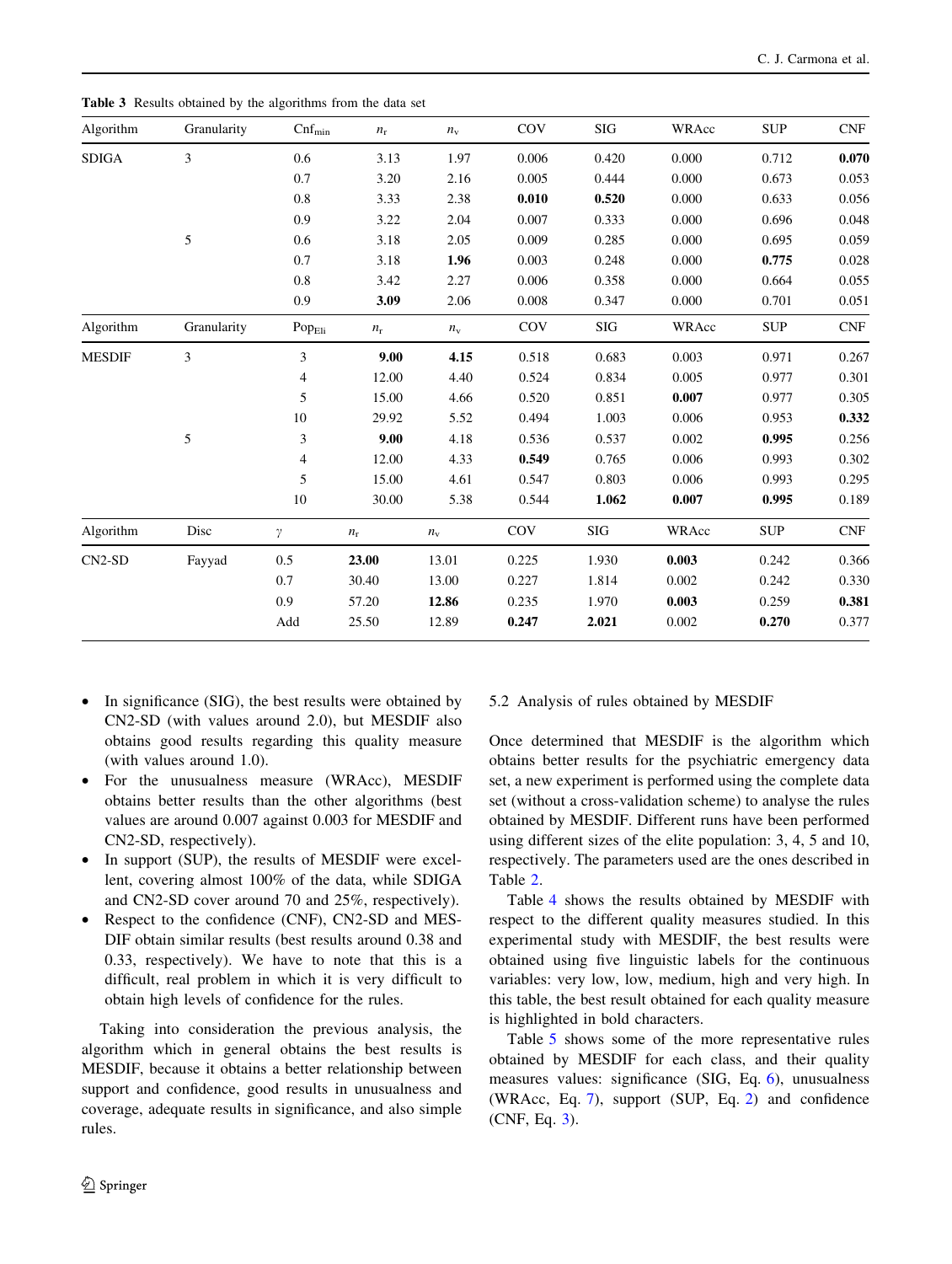**Table 3** Results obtained by the algorithms from the data set

| Algorithm | Granularity | $Cnf_{min}$ | $n_r$ | $n_v$ | COV | SIG | WRAcc | SUP | CNF |
|---|---|---|---|---|---|---|---|---|---|
| SDIGA | 3 | 0.6 | 3.13 | 1.97 | 0.006 | 0.420 | 0.000 | 0.712 | **0.070** |
| | | 0.7 | 3.20 | 2.16 | 0.005 | 0.444 | 0.000 | 0.673 | 0.053 |
| | | 0.8 | 3.33 | 2.38 | **0.010** | **0.520** | 0.000 | 0.633 | 0.056 |
| | | 0.9 | 3.22 | 2.04 | 0.007 | 0.333 | 0.000 | 0.696 | 0.048 |
| | 5 | 0.6 | 3.18 | 2.05 | 0.009 | 0.285 | 0.000 | 0.695 | 0.059 |
| | | 0.7 | 3.18 | **1.96** | 0.003 | 0.248 | 0.000 | **0.775** | 0.028 |
| | | 0.8 | 3.42 | 2.27 | 0.006 | 0.358 | 0.000 | 0.664 | 0.055 |
| | | 0.9 | **3.09** | 2.06 | 0.008 | 0.347 | 0.000 | 0.701 | 0.051 |
| Algorithm | Granularity | $Pop_{Eli}$ | $n_r$ | $n_v$ | COV | SIG | WRAcc | SUP | CNF |
| MESDIF | 3 | 3 | **9.00** | **4.15** | 0.518 | 0.683 | 0.003 | 0.971 | 0.267 |
| | | 4 | 12.00 | 4.40 | 0.524 | 0.834 | 0.005 | 0.977 | 0.301 |
| | | 5 | 15.00 | 4.66 | 0.520 | 0.851 | **0.007** | 0.977 | 0.305 |
| | | 10 | 29.92 | 5.52 | 0.494 | 1.003 | 0.006 | 0.953 | **0.332** |
| | 5 | 3 | **9.00** | 4.18 | 0.536 | 0.537 | 0.002 | **0.995** | 0.256 |
| | | 4 | 12.00 | 4.33 | **0.549** | 0.765 | 0.006 | 0.993 | 0.302 |
| | | 5 | 15.00 | 4.61 | 0.547 | 0.803 | 0.006 | 0.993 | 0.295 |
| | | 10 | 30.00 | 5.38 | 0.544 | **1.062** | **0.007** | **0.995** | 0.189 |
| Algorithm | Disc | $\gamma$ | $n_r$ | $n_v$ | COV | SIG | WRAcc | SUP | CNF |
| CN2-SD | Fayyad | 0.5 | **23.00** | 13.01 | 0.225 | 1.930 | **0.003** | 0.242 | 0.366 |
| | | 0.7 | 30.40 | 13.00 | 0.227 | 1.814 | 0.002 | 0.242 | 0.330 |
| | | 0.9 | 57.20 | **12.86** | 0.235 | 1.970 | **0.003** | 0.259 | **0.381** |
| | | Add | 25.50 | 12.89 | **0.247** | **2.021** | 0.002 | **0.270** | 0.377 |

- In significance (SIG), the best results were obtained by CN2-SD (with values around 2.0), but MESDIF also obtains good results regarding this quality measure (with values around 1.0).
- For the unusualness measure (WRAcc), MESDIF obtains better results than the other algorithms (best values are around 0.007 against 0.003 for MESDIF and CN2-SD, respectively).
- In support (SUP), the results of MESDIF were excellent, covering almost 100% of the data, while SDIGA and CN2-SD cover around 70 and 25%, respectively).
- Respect to the confidence (CNF), CN2-SD and MESDIF obtain similar results (best results around 0.38 and 0.33, respectively). We have to note that this is a difficult, real problem in which it is very difficult to obtain high levels of confidence for the rules.

Taking into consideration the previous analysis, the algorithm which in general obtains the best results is MESDIF, because it obtains a better relationship between support and confidence, good results in unusualness and coverage, adequate results in significance, and also simple rules.

### 5.2 Analysis of rules obtained by MESDIF

Once determined that MESDIF is the algorithm which obtains better results for the psychiatric emergency data set, a new experiment is performed using the complete data set (without a cross-validation scheme) to analyse the rules obtained by MESDIF. Different runs have been performed using different sizes of the elite population: 3, 4, 5 and 10, respectively. The parameters used are the ones described in Table 2.

Table 4 shows the results obtained by MESDIF with respect to the different quality measures studied. In this experimental study with MESDIF, the best results were obtained using five linguistic labels for the continuous variables: very low, low, medium, high and very high. In this table, the best result obtained for each quality measure is highlighted in bold characters.

Table 5 shows some of the more representative rules obtained by MESDIF for each class, and their quality measures values: significance (SIG, Eq. 6), unusualness (WRAcc, Eq. 7), support (SUP, Eq. 2) and confidence (CNF, Eq. 3).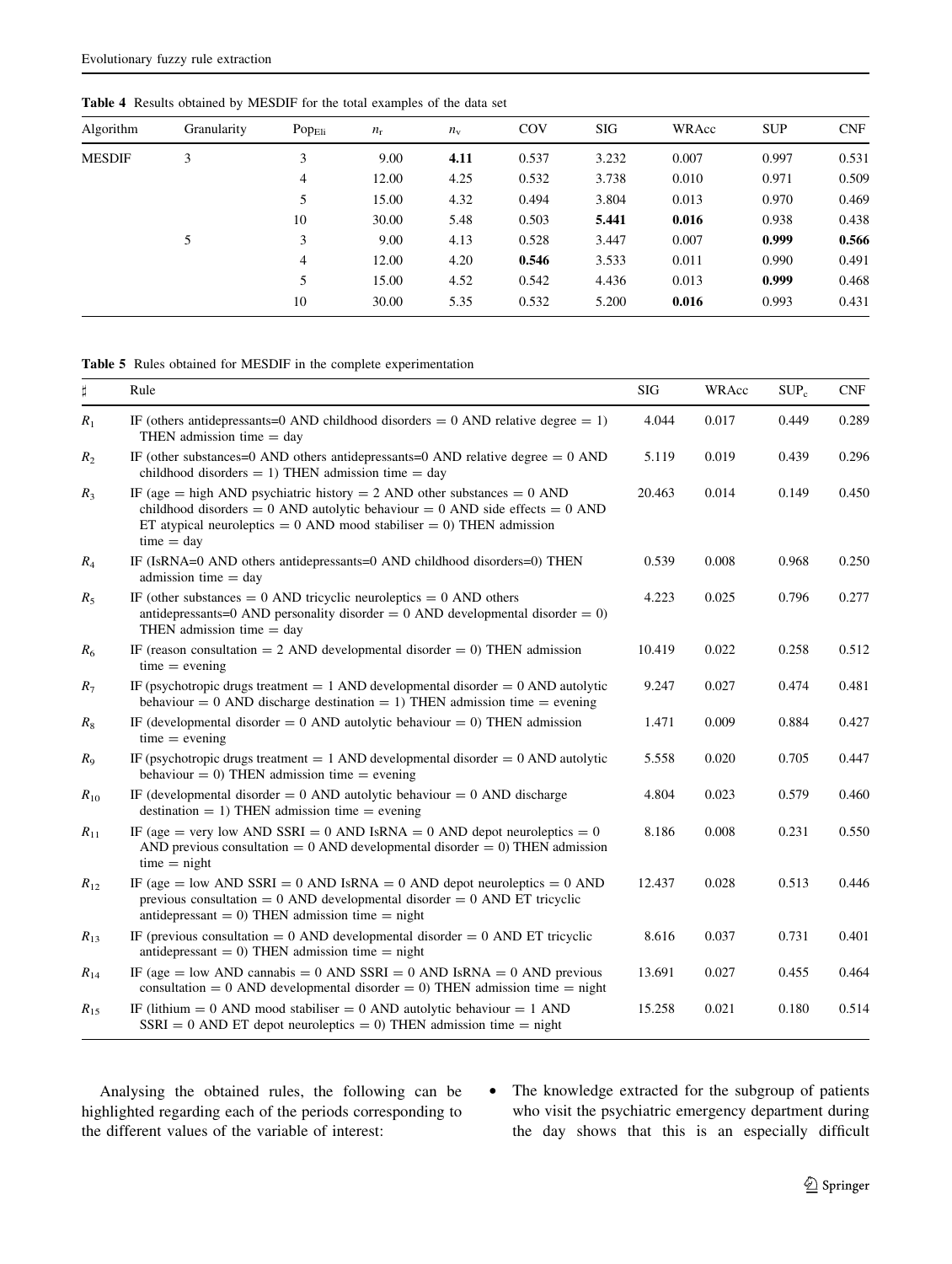**Table 4** Results obtained by MESDIF for the total examples of the data set

| Algorithm | Granularity | $Pop_{Eli}$ | $n_r$ | $n_v$ | COV | SIG | WRAcc | SUP | CNF |
|---|---|---|---|---|---|---|---|---|---|
| MESDIF | 3 | 3 | 9.00 | **4.11** | 0.537 | 3.232 | 0.007 | 0.997 | 0.531 |
| | | 4 | 12.00 | 4.25 | 0.532 | 3.738 | 0.010 | 0.971 | 0.509 |
| | | 5 | 15.00 | 4.32 | 0.494 | 3.804 | 0.013 | 0.970 | 0.469 |
| | | 10 | 30.00 | 5.48 | 0.503 | **5.441** | **0.016** | 0.938 | 0.438 |
| | 5 | 3 | 9.00 | 4.13 | 0.528 | 3.447 | 0.007 | **0.999** | **0.566** |
| | | 4 | 12.00 | 4.20 | **0.546** | 3.533 | 0.011 | 0.990 | 0.491 |
| | | 5 | 15.00 | 4.52 | 0.542 | 4.436 | 0.013 | **0.999** | 0.468 |
| | | 10 | 30.00 | 5.35 | 0.532 | 5.200 | **0.016** | 0.993 | 0.431 |

**Table 5** Rules obtained for MESDIF in the complete experimentation

| ♯ | Rule | SIG | WRAcc | $SUP_c$ | CNF |
|---|---|---|---|---|---|
| $R_1$ | IF (others antidepressants=0 AND childhood disorders = 0 AND relative degree = 1) THEN admission time = day | 4.044 | 0.017 | 0.449 | 0.289 |
| $R_2$ | IF (other substances=0 AND others antidepressants=0 AND relative degree = 0 AND childhood disorders = 1) THEN admission time = day | 5.119 | 0.019 | 0.439 | 0.296 |
| $R_3$ | IF (age = high AND psychiatric history = 2 AND other substances = 0 AND childhood disorders = 0 AND autolytic behaviour = 0 AND side effects = 0 AND ET atypical neuroleptics = 0 AND mood stabiliser = 0) THEN admission time = day | 20.463 | 0.014 | 0.149 | 0.450 |
| $R_4$ | IF (IsRNA=0 AND others antidepressants=0 AND childhood disorders=0) THEN admission time = day | 0.539 | 0.008 | 0.968 | 0.250 |
| $R_5$ | IF (other substances = 0 AND tricyclic neuroleptics = 0 AND others antidepressants=0 AND personality disorder = 0 AND developmental disorder = 0) THEN admission time = day | 4.223 | 0.025 | 0.796 | 0.277 |
| $R_6$ | IF (reason consultation = 2 AND developmental disorder = 0) THEN admission time = evening | 10.419 | 0.022 | 0.258 | 0.512 |
| $R_7$ | IF (psychotropic drugs treatment = 1 AND developmental disorder = 0 AND autolytic behaviour = 0 AND discharge destination = 1) THEN admission time = evening | 9.247 | 0.027 | 0.474 | 0.481 |
| $R_8$ | IF (developmental disorder = 0 AND autolytic behaviour = 0) THEN admission time = evening | 1.471 | 0.009 | 0.884 | 0.427 |
| $R_9$ | IF (psychotropic drugs treatment = 1 AND developmental disorder = 0 AND autolytic behaviour = 0) THEN admission time = evening | 5.558 | 0.020 | 0.705 | 0.447 |
| $R_{10}$ | IF (developmental disorder = 0 AND autolytic behaviour = 0 AND discharge destination = 1) THEN admission time = evening | 4.804 | 0.023 | 0.579 | 0.460 |
| $R_{11}$ | IF (age = very low AND SSRI = 0 AND IsRNA = 0 AND depot neuroleptics = 0 AND previous consultation = 0 AND developmental disorder = 0) THEN admission time = night | 8.186 | 0.008 | 0.231 | 0.550 |
| $R_{12}$ | IF (age = low AND SSRI = 0 AND IsRNA = 0 AND depot neuroleptics = 0 AND previous consultation = 0 AND developmental disorder = 0 AND ET tricyclic antidepressant = 0) THEN admission time = night | 12.437 | 0.028 | 0.513 | 0.446 |
| $R_{13}$ | IF (previous consultation = 0 AND developmental disorder = 0 AND ET tricyclic antidepressant = 0) THEN admission time = night | 8.616 | 0.037 | 0.731 | 0.401 |
| $R_{14}$ | IF (age = low AND cannabis = 0 AND SSRI = 0 AND IsRNA = 0 AND previous consultation = 0 AND developmental disorder = 0) THEN admission time = night | 13.691 | 0.027 | 0.455 | 0.464 |
| $R_{15}$ | IF (lithium = 0 AND mood stabiliser = 0 AND autolytic behaviour = 1 AND SSRI = 0 AND ET depot neuroleptics = 0) THEN admission time = night | 15.258 | 0.021 | 0.180 | 0.514 |

Analysing the obtained rules, the following can be highlighted regarding each of the periods corresponding to the different values of the variable of interest:

- The knowledge extracted for the subgroup of patients who visit the psychiatric emergency department during the day shows that this is an especially difficult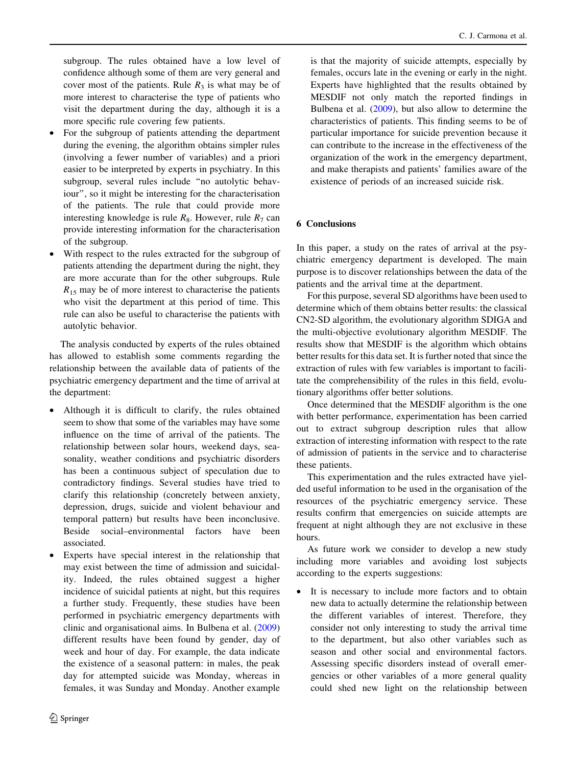subgroup. The rules obtained have a low level of confidence although some of them are very general and cover most of the patients. Rule $R_3$ is what may be of more interest to characterise the type of patients who visit the department during the day, although it is a more specific rule covering few patients.

- For the subgroup of patients attending the department during the evening, the algorithm obtains simpler rules (involving a fewer number of variables) and a priori easier to be interpreted by experts in psychiatry. In this subgroup, several rules include "no autolytic behaviour", so it might be interesting for the characterisation of the patients. The rule that could provide more interesting knowledge is rule $R_8$. However, rule $R_7$ can provide interesting information for the characterisation of the subgroup.
- With respect to the rules extracted for the subgroup of patients attending the department during the night, they are more accurate than for the other subgroups. Rule $R_{15}$ may be of more interest to characterise the patients who visit the department at this period of time. This rule can also be useful to characterise the patients with autolytic behavior.

The analysis conducted by experts of the rules obtained has allowed to establish some comments regarding the relationship between the available data of patients of the psychiatric emergency department and the time of arrival at the department:

- Although it is difficult to clarify, the rules obtained seem to show that some of the variables may have some influence on the time of arrival of the patients. The relationship between solar hours, weekend days, seasonality, weather conditions and psychiatric disorders has been a continuous subject of speculation due to contradictory findings. Several studies have tried to clarify this relationship (concretely between anxiety, depression, drugs, suicide and violent behaviour and temporal pattern) but results have been inconclusive. Beside social–environmental factors have been associated.
- Experts have special interest in the relationship that may exist between the time of admission and suicidality. Indeed, the rules obtained suggest a higher incidence of suicidal patients at night, but this requires a further study. Frequently, these studies have been performed in psychiatric emergency departments with clinic and organisational aims. In Bulbena et al. (2009) different results have been found by gender, day of week and hour of day. For example, the data indicate the existence of a seasonal pattern: in males, the peak day for attempted suicide was Monday, whereas in females, it was Sunday and Monday. Another example is that the majority of suicide attempts, especially by females, occurs late in the evening or early in the night. Experts have highlighted that the results obtained by MESDIF not only match the reported findings in Bulbena et al. (2009), but also allow to determine the characteristics of patients. This finding seems to be of particular importance for suicide prevention because it can contribute to the increase in the effectiveness of the organization of the work in the emergency department, and make therapists and patients' families aware of the existence of periods of an increased suicide risk.

## 6 Conclusions

In this paper, a study on the rates of arrival at the psychiatric emergency department is developed. The main purpose is to discover relationships between the data of the patients and the arrival time at the department.

For this purpose, several SD algorithms have been used to determine which of them obtains better results: the classical CN2-SD algorithm, the evolutionary algorithm SDIGA and the multi-objective evolutionary algorithm MESDIF. The results show that MESDIF is the algorithm which obtains better results for this data set. It is further noted that since the extraction of rules with few variables is important to facilitate the comprehensibility of the rules in this field, evolutionary algorithms offer better solutions.

Once determined that the MESDIF algorithm is the one with better performance, experimentation has been carried out to extract subgroup description rules that allow extraction of interesting information with respect to the rate of admission of patients in the service and to characterise these patients.

This experimentation and the rules extracted have yielded useful information to be used in the organisation of the resources of the psychiatric emergency service. These results confirm that emergencies on suicide attempts are frequent at night although they are not exclusive in these hours.

As future work we consider to develop a new study including more variables and avoiding lost subjects according to the experts suggestions:

- It is necessary to include more factors and to obtain new data to actually determine the relationship between the different variables of interest. Therefore, they consider not only interesting to study the arrival time to the department, but also other variables such as season and other social and environmental factors. Assessing specific disorders instead of overall emergencies or other variables of a more general quality could shed new light on the relationship between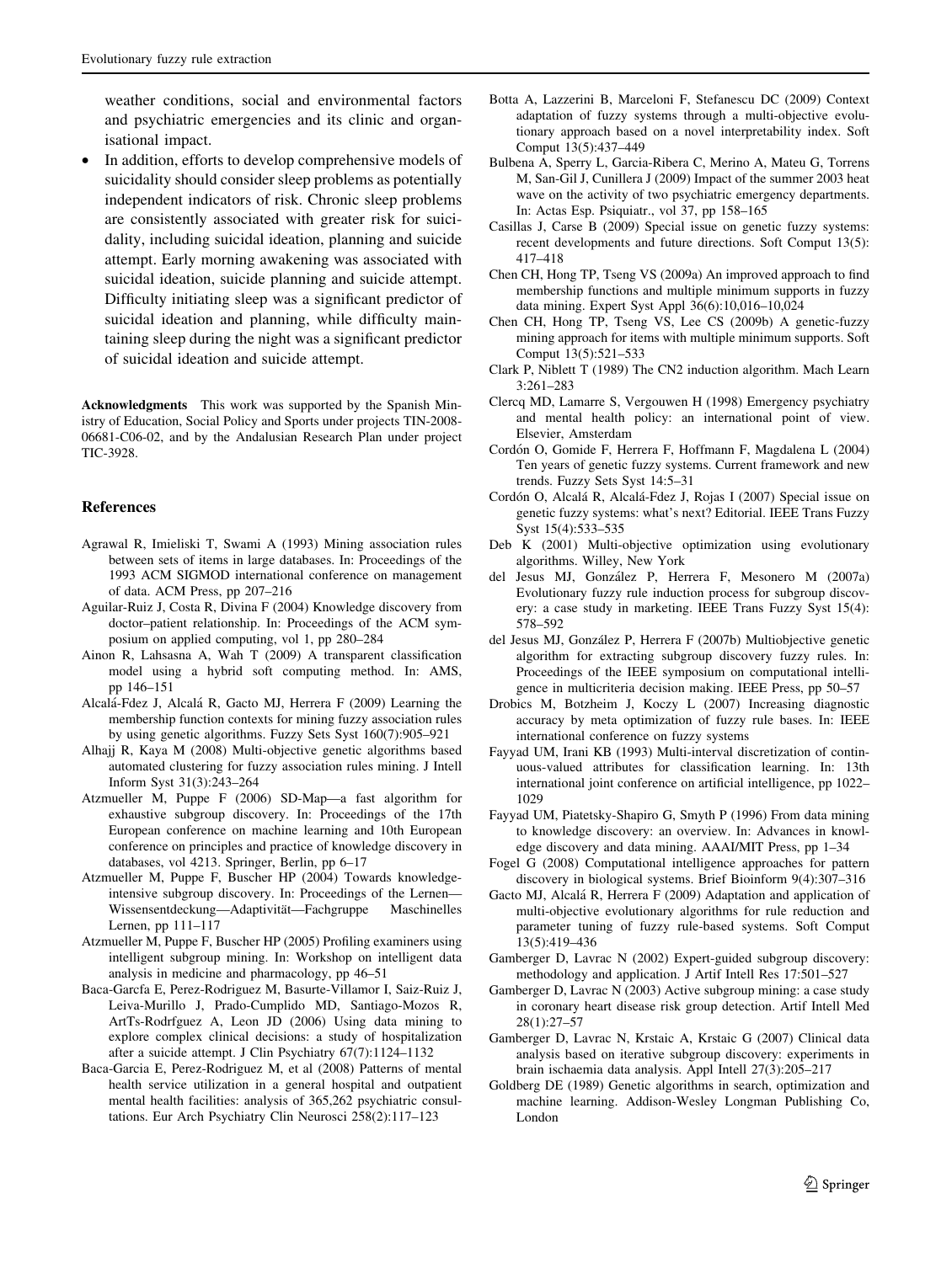weather conditions, social and environmental factors and psychiatric emergencies and its clinic and organisational impact.

- In addition, efforts to develop comprehensive models of suicidality should consider sleep problems as potentially independent indicators of risk. Chronic sleep problems are consistently associated with greater risk for suicidality, including suicidal ideation, planning and suicide attempt. Early morning awakening was associated with suicidal ideation, suicide planning and suicide attempt. Difficulty initiating sleep was a significant predictor of suicidal ideation and planning, while difficulty maintaining sleep during the night was a significant predictor of suicidal ideation and suicide attempt.

**Acknowledgments** This work was supported by the Spanish Ministry of Education, Social Policy and Sports under projects TIN-2008-06681-C06-02, and by the Andalusian Research Plan under project TIC-3928.

## References

- Agrawal R, Imieliski T, Swami A (1993) Mining association rules between sets of items in large databases. In: Proceedings of the 1993 ACM SIGMOD international conference on management of data. ACM Press, pp 207–216
- Aguilar-Ruiz J, Costa R, Divina F (2004) Knowledge discovery from doctor–patient relationship. In: Proceedings of the ACM symposium on applied computing, vol 1, pp 280–284
- Ainon R, Lahsasna A, Wah T (2009) A transparent classification model using a hybrid soft computing method. In: AMS, pp 146–151
- Alcalá-Fdez J, Alcalá R, Gacto MJ, Herrera F (2009) Learning the membership function contexts for mining fuzzy association rules by using genetic algorithms. Fuzzy Sets Syst 160(7):905–921
- Alhajj R, Kaya M (2008) Multi-objective genetic algorithms based automated clustering for fuzzy association rules mining. J Intell Inform Syst 31(3):243–264
- Atzmueller M, Puppe F (2006) SD-Map—a fast algorithm for exhaustive subgroup discovery. In: Proceedings of the 17th European conference on machine learning and 10th European conference on principles and practice of knowledge discovery in databases, vol 4213. Springer, Berlin, pp 6–17
- Atzmueller M, Puppe F, Buscher HP (2004) Towards knowledge-intensive subgroup discovery. In: Proceedings of the Lernen—Wissensentdeckung—Adaptivität—Fachgruppe Maschinelles Lernen, pp 111–117
- Atzmueller M, Puppe F, Buscher HP (2005) Profiling examiners using intelligent subgroup mining. In: Workshop on intelligent data analysis in medicine and pharmacology, pp 46–51
- Baca-Garcfa E, Perez-Rodriguez M, Basurte-Villamor I, Saiz-Ruiz J, Leiva-Murillo J, Prado-Cumplido MD, Santiago-Mozos R, ArtTs-Rodrfguez A, Leon JD (2006) Using data mining to explore complex clinical decisions: a study of hospitalization after a suicide attempt. J Clin Psychiatry 67(7):1124–1132
- Baca-Garcia E, Perez-Rodriguez M, et al (2008) Patterns of mental health service utilization in a general hospital and outpatient mental health facilities: analysis of 365,262 psychiatric consultations. Eur Arch Psychiatry Clin Neurosci 258(2):117–123
- Botta A, Lazzerini B, Marceloni F, Stefanescu DC (2009) Context adaptation of fuzzy systems through a multi-objective evolutionary approach based on a novel interpretability index. Soft Comput 13(5):437–449
- Bulbena A, Sperry L, Garcia-Ribera C, Merino A, Mateu G, Torrens M, San-Gil J, Cunillera J (2009) Impact of the summer 2003 heat wave on the activity of two psychiatric emergency departments. In: Actas Esp. Psiquiatr., vol 37, pp 158–165
- Casillas J, Carse B (2009) Special issue on genetic fuzzy systems: recent developments and future directions. Soft Comput 13(5): 417–418
- Chen CH, Hong TP, Tseng VS (2009a) An improved approach to find membership functions and multiple minimum supports in fuzzy data mining. Expert Syst Appl 36(6):10,016–10,024
- Chen CH, Hong TP, Tseng VS, Lee CS (2009b) A genetic-fuzzy mining approach for items with multiple minimum supports. Soft Comput 13(5):521–533
- Clark P, Niblett T (1989) The CN2 induction algorithm. Mach Learn 3:261–283
- Clercq MD, Lamarre S, Vergouwen H (1998) Emergency psychiatry and mental health policy: an international point of view. Elsevier, Amsterdam
- Cordón O, Gomide F, Herrera F, Hoffmann F, Magdalena L (2004) Ten years of genetic fuzzy systems. Current framework and new trends. Fuzzy Sets Syst 14:5–31
- Cordón O, Alcalá R, Alcalá-Fdez J, Rojas I (2007) Special issue on genetic fuzzy systems: what's next? Editorial. IEEE Trans Fuzzy Syst 15(4):533–535
- Deb K (2001) Multi-objective optimization using evolutionary algorithms. Willey, New York
- del Jesus MJ, González P, Herrera F, Mesonero M (2007a) Evolutionary fuzzy rule induction process for subgroup discovery: a case study in marketing. IEEE Trans Fuzzy Syst 15(4): 578–592
- del Jesus MJ, González P, Herrera F (2007b) Multiobjective genetic algorithm for extracting subgroup discovery fuzzy rules. In: Proceedings of the IEEE symposium on computational intelligence in multicriteria decision making. IEEE Press, pp 50–57
- Drobics M, Botzheim J, Koczy L (2007) Increasing diagnostic accuracy by meta optimization of fuzzy rule bases. In: IEEE international conference on fuzzy systems
- Fayyad UM, Irani KB (1993) Multi-interval discretization of continuous-valued attributes for classification learning. In: 13th international joint conference on artificial intelligence, pp 1022–1029
- Fayyad UM, Piatetsky-Shapiro G, Smyth P (1996) From data mining to knowledge discovery: an overview. In: Advances in knowledge discovery and data mining. AAAI/MIT Press, pp 1–34
- Fogel G (2008) Computational intelligence approaches for pattern discovery in biological systems. Brief Bioinform 9(4):307–316
- Gacto MJ, Alcalá R, Herrera F (2009) Adaptation and application of multi-objective evolutionary algorithms for rule reduction and parameter tuning of fuzzy rule-based systems. Soft Comput 13(5):419–436
- Gamberger D, Lavrac N (2002) Expert-guided subgroup discovery: methodology and application. J Artif Intell Res 17:501–527
- Gamberger D, Lavrac N (2003) Active subgroup mining: a case study in coronary heart disease risk group detection. Artif Intell Med 28(1):27–57
- Gamberger D, Lavrac N, Krstaic A, Krstaic G (2007) Clinical data analysis based on iterative subgroup discovery: experiments in brain ischaemia data analysis. Appl Intell 27(3):205–217
- Goldberg DE (1989) Genetic algorithms in search, optimization and machine learning. Addison-Wesley Longman Publishing Co, London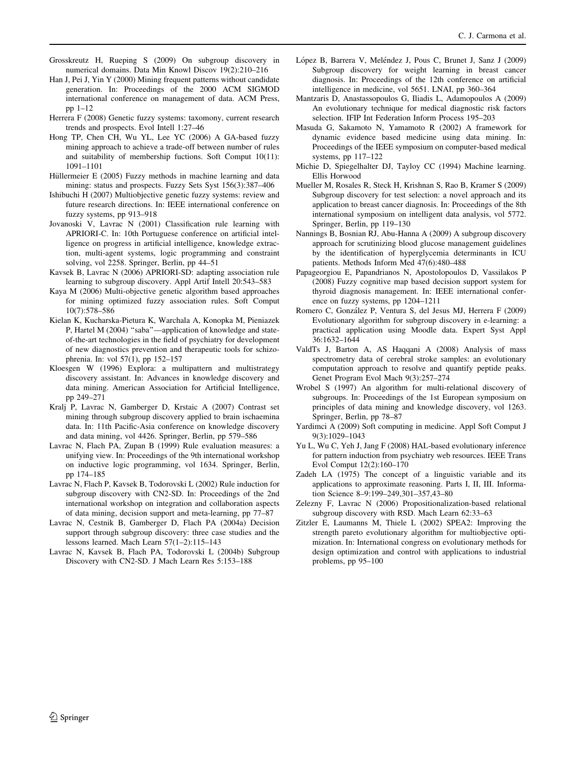Grosskreutz H, Rueping S (2009) On subgroup discovery in numerical domains. Data Min Knowl Discov 19(2):210–216

Han J, Pei J, Yin Y (2000) Mining frequent patterns without candidate generation. In: Proceedings of the 2000 ACM SIGMOD international conference on management of data. ACM Press, pp 1–12

Herrera F (2008) Genetic fuzzy systems: taxomony, current research trends and prospects. Evol Intell 1:27–46

Hong TP, Chen CH, Wu YL, Lee YC (2006) A GA-based fuzzy mining approach to achieve a trade-off between number of rules and suitability of membership fuctions. Soft Comput 10(11): 1091–1101

Hüllermeier E (2005) Fuzzy methods in machine learning and data mining: status and prospects. Fuzzy Sets Syst 156(3):387–406

Ishibuchi H (2007) Multiobjective genetic fuzzy systems: review and future research directions. In: IEEE international conference on fuzzy systems, pp 913–918

Jovanoski V, Lavrac N (2001) Classification rule learning with APRIORI-C. In: 10th Portuguese conference on artificial intelligence on progress in artificial intelligence, knowledge extraction, multi-agent systems, logic programming and constraint solving, vol 2258. Springer, Berlin, pp 44–51

Kavsek B, Lavrac N (2006) APRIORI-SD: adapting association rule learning to subgroup discovery. Appl Artif Intell 20:543–583

Kaya M (2006) Multi-objective genetic algorithm based approaches for mining optimized fuzzy association rules. Soft Comput 10(7):578–586

Kielan K, Kucharska-Pietura K, Warchala A, Konopka M, Pieniazek P, Hartel M (2004) "saba"—application of knowledge and state-of-the-art technologies in the field of psychiatry for development of new diagnostics prevention and therapeutic tools for schizophrenia. In: vol 57(1), pp 152–157

Kloesgen W (1996) Explora: a multipattern and multistrategy discovery assistant. In: Advances in knowledge discovery and data mining. American Association for Artificial Intelligence, pp 249–271

Kralj P, Lavrac N, Gamberger D, Krstaic A (2007) Contrast set mining through subgroup discovery applied to brain ischaemina data. In: 11th Pacific-Asia conference on knowledge discovery and data mining, vol 4426. Springer, Berlin, pp 579–586

Lavrac N, Flach PA, Zupan B (1999) Rule evaluation measures: a unifying view. In: Proceedings of the 9th international workshop on inductive logic programming, vol 1634. Springer, Berlin, pp 174–185

Lavrac N, Flach P, Kavsek B, Todorovski L (2002) Rule induction for subgroup discovery with CN2-SD. In: Proceedings of the 2nd international workshop on integration and collaboration aspects of data mining, decision support and meta-learning, pp 77–87

Lavrac N, Cestnik B, Gamberger D, Flach PA (2004a) Decision support through subgroup discovery: three case studies and the lessons learned. Mach Learn 57(1–2):115–143

Lavrac N, Kavsek B, Flach PA, Todorovski L (2004b) Subgroup Discovery with CN2-SD. J Mach Learn Res 5:153–188

López B, Barrera V, Meléndez J, Pous C, Brunet J, Sanz J (2009) Subgroup discovery for weight learning in breast cancer diagnosis. In: Proceedings of the 12th conference on artificial intelligence in medicine, vol 5651. LNAI, pp 360–364

Mantzaris D, Anastassopoulos G, Iliadis L, Adamopoulos A (2009) An evolutionary technique for medical diagnostic risk factors selection. IFIP Int Federation Inform Process 195–203

Masuda G, Sakamoto N, Yamamoto R (2002) A framework for dynamic evidence based medicine using data mining. In: Proceedings of the IEEE symposium on computer-based medical systems, pp 117–122

Michie D, Spiegelhalter DJ, Tayloy CC (1994) Machine learning. Ellis Horwood

Mueller M, Rosales R, Steck H, Krishnan S, Rao B, Kramer S (2009) Subgroup discovery for test selection: a novel approach and its application to breast cancer diagnosis. In: Proceedings of the 8th international symposium on intelligent data analysis, vol 5772. Springer, Berlin, pp 119–130

Nannings B, Bosnian RJ, Abu-Hanna A (2009) A subgroup discovery approach for scrutinizing blood glucose management guidelines by the identification of hyperglycemia determinants in ICU patients. Methods Inform Med 47(6):480–488

Papageorgiou E, Papandrianos N, Apostolopoulos D, Vassilakos P (2008) Fuzzy cognitive map based decision support system for thyroid diagnosis management. In: IEEE international conference on fuzzy systems, pp 1204–1211

Romero C, González P, Ventura S, del Jesus MJ, Herrera F (2009) Evolutionary algorithm for subgroup discovery in e-learning: a practical application using Moodle data. Expert Syst Appl 36:1632–1644

ValdTs J, Barton A, AS Haqqani A (2008) Analysis of mass spectrometry data of cerebral stroke samples: an evolutionary computation approach to resolve and quantify peptide peaks. Genet Program Evol Mach 9(3):257–274

Wrobel S (1997) An algorithm for multi-relational discovery of subgroups. In: Proceedings of the 1st European symposium on principles of data mining and knowledge discovery, vol 1263. Springer, Berlin, pp 78–87

Yardimci A (2009) Soft computing in medicine. Appl Soft Comput J 9(3):1029–1043

Yu L, Wu C, Yeh J, Jang F (2008) HAL-based evolutionary inference for pattern induction from psychiatry web resources. IEEE Trans Evol Comput 12(2):160–170

Zadeh LA (1975) The concept of a linguistic variable and its applications to approximate reasoning. Parts I, II, III. Information Science 8–9:199–249,301–357,43–80

Zelezny F, Lavrac N (2006) Propositionalization-based relational subgroup discovery with RSD. Mach Learn 62:33–63

Zitzler E, Laumanns M, Thiele L (2002) SPEA2: Improving the strength pareto evolutionary algorithm for multiobjective optimization. In: International congress on evolutionary methods for design optimization and control with applications to industrial problems, pp 95–100